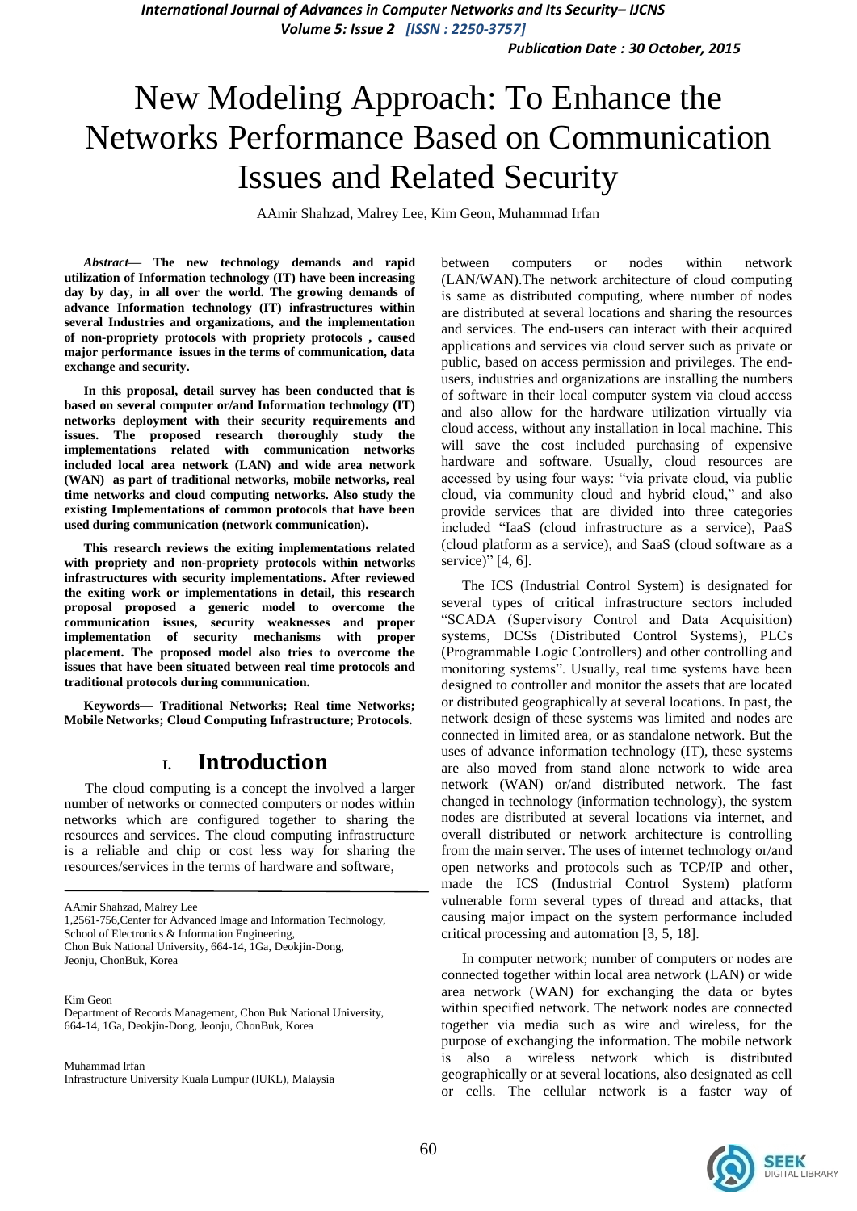# New Modeling Approach: To Enhance the Networks Performance Based on Communication Issues and Related Security

AAmir Shahzad, Malrey Lee, Kim Geon, Muhammad Irfan

***Abstract*— The new technology demands and rapid utilization of Information technology (IT) have been increasing day by day, in all over the world. The growing demands of advance Information technology (IT) infrastructures within several Industries and organizations, and the implementation of non-propriety protocols with propriety protocols , caused major performance issues in the terms of communication, data exchange and security.**

**In this proposal, detail survey has been conducted that is based on several computer or/and Information technology (IT) networks deployment with their security requirements and issues. The proposed research thoroughly study the implementations related with communication networks included local area network (LAN) and wide area network (WAN) as part of traditional networks, mobile networks, real time networks and cloud computing networks. Also study the existing Implementations of common protocols that have been used during communication (network communication).**

**This research reviews the exiting implementations related with propriety and non-propriety protocols within networks infrastructures with security implementations. After reviewed the exiting work or implementations in detail, this research proposal proposed a generic model to overcome the communication issues, security weaknesses and proper implementation of security mechanisms with proper placement. The proposed model also tries to overcome the issues that have been situated between real time protocols and traditional protocols during communication.**

**Keywords— Traditional Networks; Real time Networks; Mobile Networks; Cloud Computing Infrastructure; Protocols.**

## I. Introduction

The cloud computing is a concept the involved a larger number of networks or connected computers or nodes within networks which are configured together to sharing the resources and services. The cloud computing infrastructure is a reliable and chip or cost less way for sharing the resources/services in the terms of hardware and software, between computers or nodes within network (LAN/WAN).The network architecture of cloud computing is same as distributed computing, where number of nodes are distributed at several locations and sharing the resources and services. The end-users can interact with their acquired applications and services via cloud server such as private or public, based on access permission and privileges. The end-users, industries and organizations are installing the numbers of software in their local computer system via cloud access and also allow for the hardware utilization virtually via cloud access, without any installation in local machine. This will save the cost included purchasing of expensive hardware and software. Usually, cloud resources are accessed by using four ways: "via private cloud, via public cloud, via community cloud and hybrid cloud," and also provide services that are divided into three categories included "IaaS (cloud infrastructure as a service), PaaS (cloud platform as a service), and SaaS (cloud software as a service)" [4, 6].

The ICS (Industrial Control System) is designated for several types of critical infrastructure sectors included "SCADA (Supervisory Control and Data Acquisition) systems, DCSs (Distributed Control Systems), PLCs (Programmable Logic Controllers) and other controlling and monitoring systems". Usually, real time systems have been designed to controller and monitor the assets that are located or distributed geographically at several locations. In past, the network design of these systems was limited and nodes are connected in limited area, or as standalone network. But the uses of advance information technology (IT), these systems are also moved from stand alone network to wide area network (WAN) or/and distributed network. The fast changed in technology (information technology), the system nodes are distributed at several locations via internet, and overall distributed or network architecture is controlling from the main server. The uses of internet technology or/and open networks and protocols such as TCP/IP and other, made the ICS (Industrial Control System) platform vulnerable form several types of thread and attacks, that causing major impact on the system performance included critical processing and automation [3, 5, 18].

In computer network; number of computers or nodes are connected together within local area network (LAN) or wide area network (WAN) for exchanging the data or bytes within specified network. The network nodes are connected together via media such as wire and wireless, for the purpose of exchanging the information. The mobile network is also a wireless network which is distributed geographically or at several locations, also designated as cell or cells. The cellular network is a faster way of

AAmir Shahzad, Malrey Lee
1,2561-756,Center for Advanced Image and Information Technology, School of Electronics & Information Engineering,
Chon Buk National University, 664-14, 1Ga, Deokjin-Dong, Jeonju, ChonBuk, Korea

Kim Geon
Department of Records Management, Chon Buk National University, 664-14, 1Ga, Deokjin-Dong, Jeonju, ChonBuk, Korea

Muhammad Irfan
Infrastructure University Kuala Lumpur (IUKL), Malaysia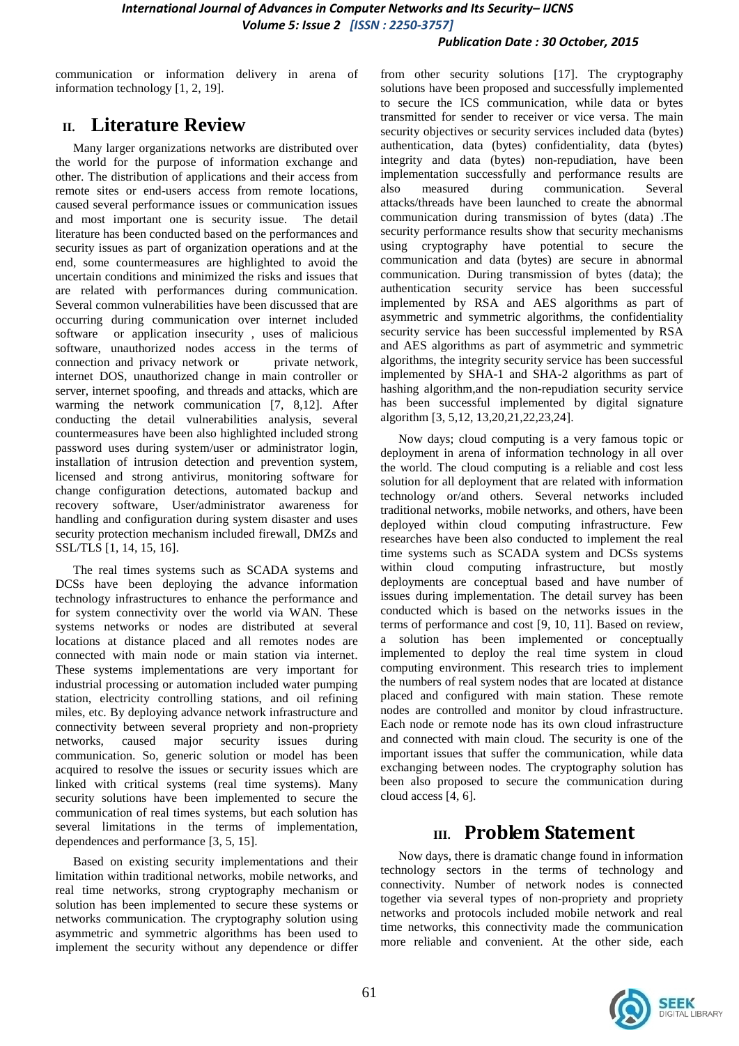communication or information delivery in arena of information technology [1, 2, 19].

## II. Literature Review

Many larger organizations networks are distributed over the world for the purpose of information exchange and other. The distribution of applications and their access from remote sites or end-users access from remote locations, caused several performance issues or communication issues and most important one is security issue. The detail literature has been conducted based on the performances and security issues as part of organization operations and at the end, some countermeasures are highlighted to avoid the uncertain conditions and minimized the risks and issues that are related with performances during communication. Several common vulnerabilities have been discussed that are occurring during communication over internet included software or application insecurity , uses of malicious software, unauthorized nodes access in the terms of connection and privacy network or private network, internet DOS, unauthorized change in main controller or server, internet spoofing, and threads and attacks, which are warming the network communication [7, 8,12]. After conducting the detail vulnerabilities analysis, several countermeasures have been also highlighted included strong password uses during system/user or administrator login, installation of intrusion detection and prevention system, licensed and strong antivirus, monitoring software for change configuration detections, automated backup and recovery software, User/administrator awareness for handling and configuration during system disaster and uses security protection mechanism included firewall, DMZs and SSL/TLS [1, 14, 15, 16].

The real times systems such as SCADA systems and DCSs have been deploying the advance information technology infrastructures to enhance the performance and for system connectivity over the world via WAN. These systems networks or nodes are distributed at several locations at distance placed and all remotes nodes are connected with main node or main station via internet. These systems implementations are very important for industrial processing or automation included water pumping station, electricity controlling stations, and oil refining miles, etc. By deploying advance network infrastructure and connectivity between several propriety and non-propriety networks, caused major security issues during communication. So, generic solution or model has been acquired to resolve the issues or security issues which are linked with critical systems (real time systems). Many security solutions have been implemented to secure the communication of real times systems, but each solution has several limitations in the terms of implementation, dependences and performance [3, 5, 15].

Based on existing security implementations and their limitation within traditional networks, mobile networks, and real time networks, strong cryptography mechanism or solution has been implemented to secure these systems or networks communication. The cryptography solution using asymmetric and symmetric algorithms has been used to implement the security without any dependence or differ from other security solutions [17]. The cryptography solutions have been proposed and successfully implemented to secure the ICS communication, while data or bytes transmitted for sender to receiver or vice versa. The main security objectives or security services included data (bytes) authentication, data (bytes) confidentiality, data (bytes) integrity and data (bytes) non-repudiation, have been implementation successfully and performance results are also measured during communication. Several attacks/threads have been launched to create the abnormal communication during transmission of bytes (data) .The security performance results show that security mechanisms using cryptography have potential to secure the communication and data (bytes) are secure in abnormal communication. During transmission of bytes (data); the authentication security service has been successful implemented by RSA and AES algorithms as part of asymmetric and symmetric algorithms, the confidentiality security service has been successful implemented by RSA and AES algorithms as part of asymmetric and symmetric algorithms, the integrity security service has been successful implemented by SHA-1 and SHA-2 algorithms as part of hashing algorithm,and the non-repudiation security service has been successful implemented by digital signature algorithm [3, 5,12, 13,20,21,22,23,24].

Now days; cloud computing is a very famous topic or deployment in arena of information technology in all over the world. The cloud computing is a reliable and cost less solution for all deployment that are related with information technology or/and others. Several networks included traditional networks, mobile networks, and others, have been deployed within cloud computing infrastructure. Few researches have been also conducted to implement the real time systems such as SCADA system and DCSs systems within cloud computing infrastructure, but mostly deployments are conceptual based and have number of issues during implementation. The detail survey has been conducted which is based on the networks issues in the terms of performance and cost [9, 10, 11]. Based on review, a solution has been implemented or conceptually implemented to deploy the real time system in cloud computing environment. This research tries to implement the numbers of real system nodes that are located at distance placed and configured with main station. These remote nodes are controlled and monitor by cloud infrastructure. Each node or remote node has its own cloud infrastructure and connected with main cloud. The security is one of the important issues that suffer the communication, while data exchanging between nodes. The cryptography solution has been also proposed to secure the communication during cloud access [4, 6].

## III. Problem Statement

Now days, there is dramatic change found in information technology sectors in the terms of technology and connectivity. Number of network nodes is connected together via several types of non-propriety and propriety networks and protocols included mobile network and real time networks, this connectivity made the communication more reliable and convenient. At the other side, each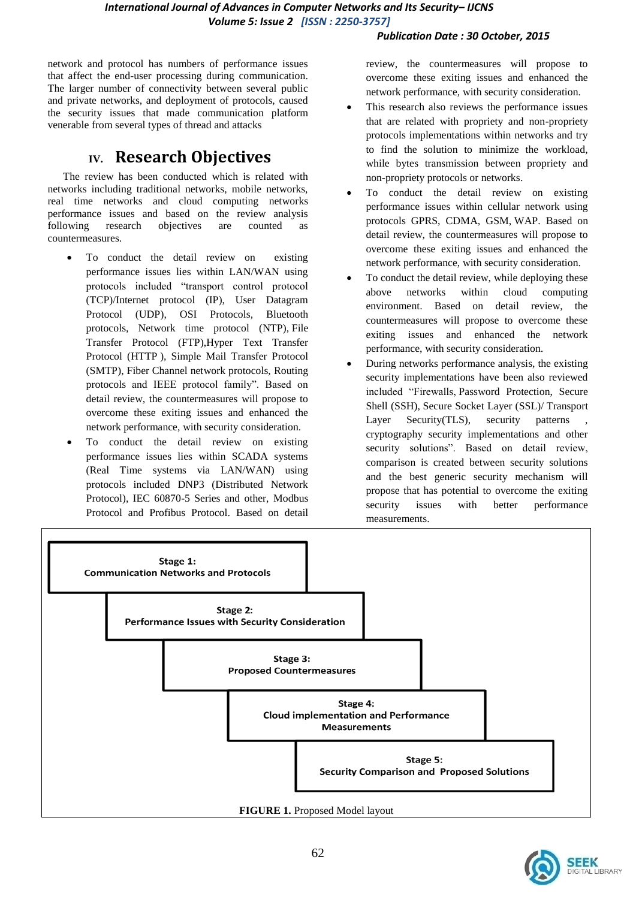network and protocol has numbers of performance issues that affect the end-user processing during communication. The larger number of connectivity between several public and private networks, and deployment of protocols, caused the security issues that made communication platform venerable from several types of thread and attacks

## IV. Research Objectives

The review has been conducted which is related with networks including traditional networks, mobile networks, real time networks and cloud computing networks performance issues and based on the review analysis following research objectives are counted as countermeasures.

- To conduct the detail review on existing performance issues lies within LAN/WAN using protocols included "transport control protocol (TCP)/Internet protocol (IP), User Datagram Protocol (UDP), OSI Protocols, Bluetooth protocols, Network time protocol (NTP), File Transfer Protocol (FTP),Hyper Text Transfer Protocol (HTTP ), Simple Mail Transfer Protocol (SMTP), Fiber Channel network protocols, Routing protocols and IEEE protocol family". Based on detail review, the countermeasures will propose to overcome these exiting issues and enhanced the network performance, with security consideration.
- To conduct the detail review on existing performance issues lies within SCADA systems (Real Time systems via LAN/WAN) using protocols included DNP3 (Distributed Network Protocol), IEC 60870-5 Series and other, Modbus Protocol and Profibus Protocol. Based on detail review, the countermeasures will propose to overcome these exiting issues and enhanced the network performance, with security consideration.
- This research also reviews the performance issues that are related with propriety and non-propriety protocols implementations within networks and try to find the solution to minimize the workload, while bytes transmission between propriety and non-propriety protocols or networks.
- To conduct the detail review on existing performance issues within cellular network using protocols GPRS, CDMA, GSM, WAP. Based on detail review, the countermeasures will propose to overcome these exiting issues and enhanced the network performance, with security consideration.
- To conduct the detail review, while deploying these above networks within cloud computing environment. Based on detail review, the countermeasures will propose to overcome these exiting issues and enhanced the network performance, with security consideration.
- During networks performance analysis, the existing security implementations have been also reviewed included "Firewalls, Password Protection, Secure Shell (SSH), Secure Socket Layer (SSL)/ Transport Layer Security(TLS), security patterns , cryptography security implementations and other security solutions". Based on detail review, comparison is created between security solutions and the best generic security mechanism will propose that has potential to overcome the exiting security issues with better performance measurements.

**Stage 1:** Communication Networks and Protocols

**Stage 2:** Performance Issues with Security Consideration

**Stage 3:** Proposed Countermeasures

**Stage 4:** Cloud implementation and Performance Measurements

**Stage 5:** Security Comparison and Proposed Solutions

**FIGURE 1.** Proposed Model layout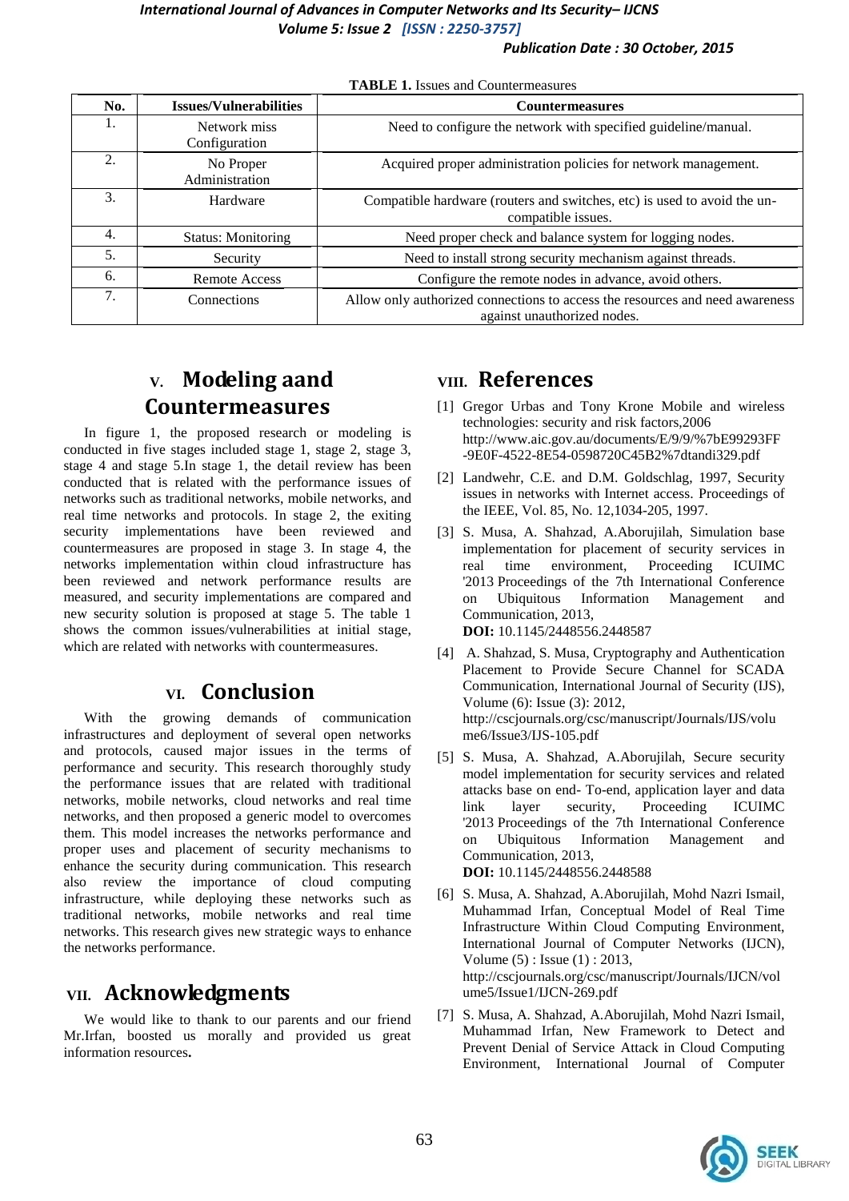**TABLE 1.** Issues and Countermeasures

| No. | Issues/Vulnerabilities | Countermeasures |
|---|---|---|
| 1. | Network miss Configuration | Need to configure the network with specified guideline/manual. |
| 2. | No Proper Administration | Acquired proper administration policies for network management. |
| 3. | Hardware | Compatible hardware (routers and switches, etc) is used to avoid the un-compatible issues. |
| 4. | Status: Monitoring | Need proper check and balance system for logging nodes. |
| 5. | Security | Need to install strong security mechanism against threads. |
| 6. | Remote Access | Configure the remote nodes in advance, avoid others. |
| 7. | Connections | Allow only authorized connections to access the resources and need awareness against unauthorized nodes. |

# V. Modeling aand Countermeasures

In figure 1, the proposed research or modeling is conducted in five stages included stage 1, stage 2, stage 3, stage 4 and stage 5.In stage 1, the detail review has been conducted that is related with the performance issues of networks such as traditional networks, mobile networks, and real time networks and protocols. In stage 2, the exiting security implementations have been reviewed and countermeasures are proposed in stage 3. In stage 4, the networks implementation within cloud infrastructure has been reviewed and network performance results are measured, and security implementations are compared and new security solution is proposed at stage 5. The table 1 shows the common issues/vulnerabilities at initial stage, which are related with networks with countermeasures.

# VI. Conclusion

With the growing demands of communication infrastructures and deployment of several open networks and protocols, caused major issues in the terms of performance and security. This research thoroughly study the performance issues that are related with traditional networks, mobile networks, cloud networks and real time networks, and then proposed a generic model to overcomes them. This model increases the networks performance and proper uses and placement of security mechanisms to enhance the security during communication. This research also review the importance of cloud computing infrastructure, while deploying these networks such as traditional networks, mobile networks and real time networks. This research gives new strategic ways to enhance the networks performance.

# VII. Acknowledgments

We would like to thank to our parents and our friend Mr.Irfan, boosted us morally and provided us great information resources**.**

# VIII. References

[1] Gregor Urbas and Tony Krone Mobile and wireless technologies: security and risk factors,2006 http://www.aic.gov.au/documents/E/9/9/%7bE99293FF-9E0F-4522-8E54-0598720C45B2%7dtandi329.pdf

[2] Landwehr, C.E. and D.M. Goldschlag, 1997, Security issues in networks with Internet access. Proceedings of the IEEE, Vol. 85, No. 12,1034-205, 1997.

[3] S. Musa, A. Shahzad, A.Aborujilah, Simulation base implementation for placement of security services in real time environment, Proceeding ICUIMC '2013 Proceedings of the 7th International Conference on Ubiquitous Information Management and Communication, 2013, **DOI:** 10.1145/2448556.2448587

[4] A. Shahzad, S. Musa, Cryptography and Authentication Placement to Provide Secure Channel for SCADA Communication, International Journal of Security (IJS), Volume (6): Issue (3): 2012, http://cscjournals.org/csc/manuscript/Journals/IJS/volume6/Issue3/IJS-105.pdf

[5] S. Musa, A. Shahzad, A.Aborujilah, Secure security model implementation for security services and related attacks base on end- To-end, application layer and data link layer security, Proceeding ICUIMC '2013 Proceedings of the 7th International Conference on Ubiquitous Information Management and Communication, 2013, **DOI:** 10.1145/2448556.2448588

[6] S. Musa, A. Shahzad, A.Aborujilah, Mohd Nazri Ismail, Muhammad Irfan, Conceptual Model of Real Time Infrastructure Within Cloud Computing Environment, International Journal of Computer Networks (IJCN), Volume (5) : Issue (1) : 2013, http://cscjournals.org/csc/manuscript/Journals/IJCN/volume5/Issue1/IJCN-269.pdf

[7] S. Musa, A. Shahzad, A.Aborujilah, Mohd Nazri Ismail, Muhammad Irfan, New Framework to Detect and Prevent Denial of Service Attack in Cloud Computing Environment, International Journal of Computer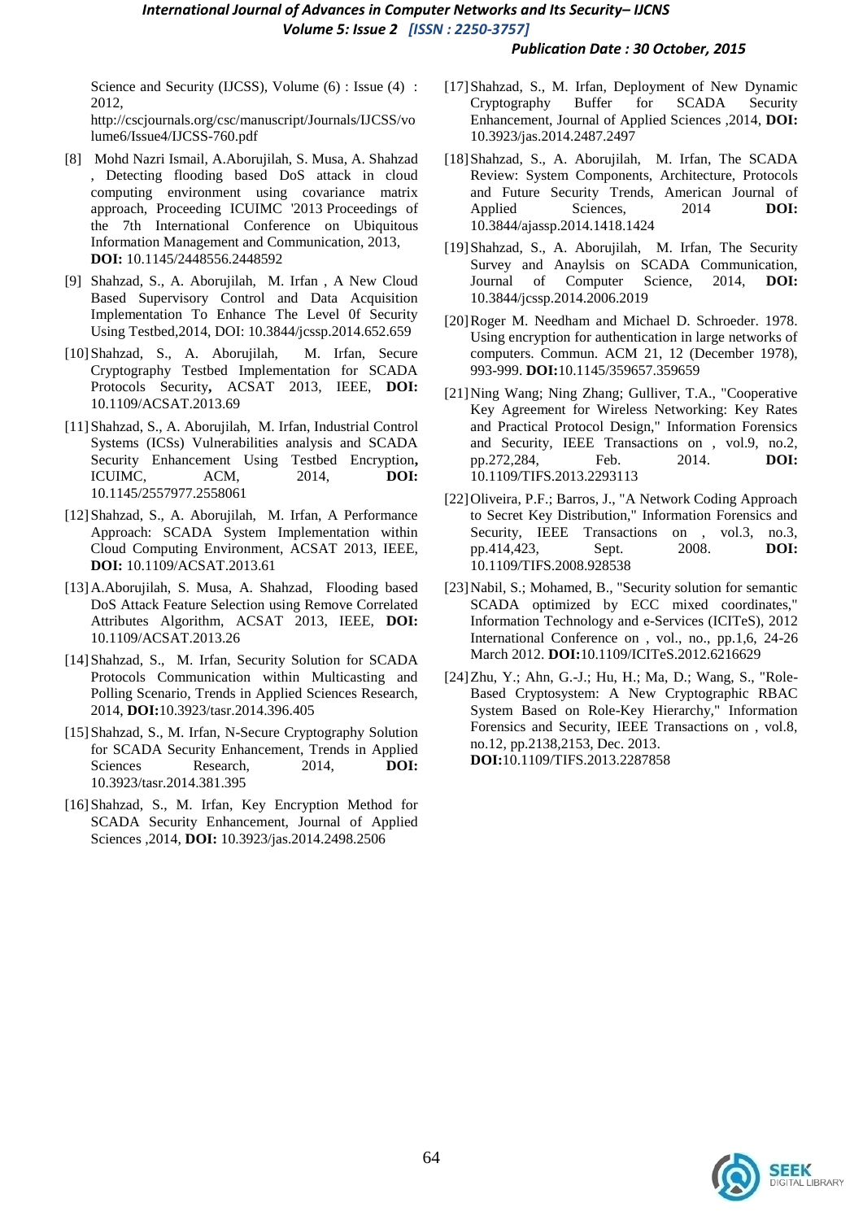Science and Security (IJCSS), Volume (6) : Issue (4) : 2012, http://cscjournals.org/csc/manuscript/Journals/IJCSS/volume6/Issue4/IJCSS-760.pdf

[8] Mohd Nazri Ismail, A.Aborujilah, S. Musa, A. Shahzad , Detecting flooding based DoS attack in cloud computing environment using covariance matrix approach, Proceeding ICUIMC '2013 Proceedings of the 7th International Conference on Ubiquitous Information Management and Communication, 2013, **DOI:** 10.1145/2448556.2448592

[9] Shahzad, S., A. Aborujilah, M. Irfan , A New Cloud Based Supervisory Control and Data Acquisition Implementation To Enhance The Level 0f Security Using Testbed,2014, DOI: 10.3844/jcssp.2014.652.659

[10] Shahzad, S., A. Aborujilah, M. Irfan, Secure Cryptography Testbed Implementation for SCADA Protocols Security, ACSAT 2013, IEEE, **DOI:** 10.1109/ACSAT.2013.69

[11] Shahzad, S., A. Aborujilah, M. Irfan, Industrial Control Systems (ICSs) Vulnerabilities analysis and SCADA Security Enhancement Using Testbed Encryption**,** ICUIMC, ACM, 2014, **DOI:** 10.1145/2557977.2558061

[12] Shahzad, S., A. Aborujilah, M. Irfan, A Performance Approach: SCADA System Implementation within Cloud Computing Environment, ACSAT 2013, IEEE, **DOI:** 10.1109/ACSAT.2013.61

[13] A.Aborujilah, S. Musa, A. Shahzad, Flooding based DoS Attack Feature Selection using Remove Correlated Attributes Algorithm, ACSAT 2013, IEEE, **DOI:** 10.1109/ACSAT.2013.26

[14] Shahzad, S., M. Irfan, Security Solution for SCADA Protocols Communication within Multicasting and Polling Scenario, Trends in Applied Sciences Research, 2014, **DOI:**10.3923/tasr.2014.396.405

[15] Shahzad, S., M. Irfan, N-Secure Cryptography Solution for SCADA Security Enhancement, Trends in Applied Sciences Research, 2014, **DOI:** 10.3923/tasr.2014.381.395

[16] Shahzad, S., M. Irfan, Key Encryption Method for SCADA Security Enhancement, Journal of Applied Sciences ,2014, **DOI:** 10.3923/jas.2014.2498.2506

[17] Shahzad, S., M. Irfan, Deployment of New Dynamic Cryptography Buffer for SCADA Security Enhancement, Journal of Applied Sciences ,2014, **DOI:** 10.3923/jas.2014.2487.2497

[18] Shahzad, S., A. Aborujilah, M. Irfan, The SCADA Review: System Components, Architecture, Protocols and Future Security Trends, American Journal of Applied Sciences, 2014 **DOI:** 10.3844/ajassp.2014.1418.1424

[19] Shahzad, S., A. Aborujilah, M. Irfan, The Security Survey and Anaylsis on SCADA Communication, Journal of Computer Science, 2014, **DOI:** 10.3844/jcssp.2014.2006.2019

[20] Roger M. Needham and Michael D. Schroeder. 1978. Using encryption for authentication in large networks of computers. Commun. ACM 21, 12 (December 1978), 993-999. **DOI:**10.1145/359657.359659

[21] Ning Wang; Ning Zhang; Gulliver, T.A., "Cooperative Key Agreement for Wireless Networking: Key Rates and Practical Protocol Design," Information Forensics and Security, IEEE Transactions on , vol.9, no.2, pp.272,284, Feb. 2014. **DOI:** 10.1109/TIFS.2013.2293113

[22] Oliveira, P.F.; Barros, J., "A Network Coding Approach to Secret Key Distribution," Information Forensics and Security, IEEE Transactions on , vol.3, no.3, pp.414,423, Sept. 2008. **DOI:** 10.1109/TIFS.2008.928538

[23] Nabil, S.; Mohamed, B., "Security solution for semantic SCADA optimized by ECC mixed coordinates," Information Technology and e-Services (ICITeS), 2012 International Conference on , vol., no., pp.1,6, 24-26 March 2012. **DOI:**10.1109/ICITeS.2012.6216629

[24] Zhu, Y.; Ahn, G.-J.; Hu, H.; Ma, D.; Wang, S., "Role-Based Cryptosystem: A New Cryptographic RBAC System Based on Role-Key Hierarchy," Information Forensics and Security, IEEE Transactions on , vol.8, no.12, pp.2138,2153, Dec. 2013. **DOI:**10.1109/TIFS.2013.2287858